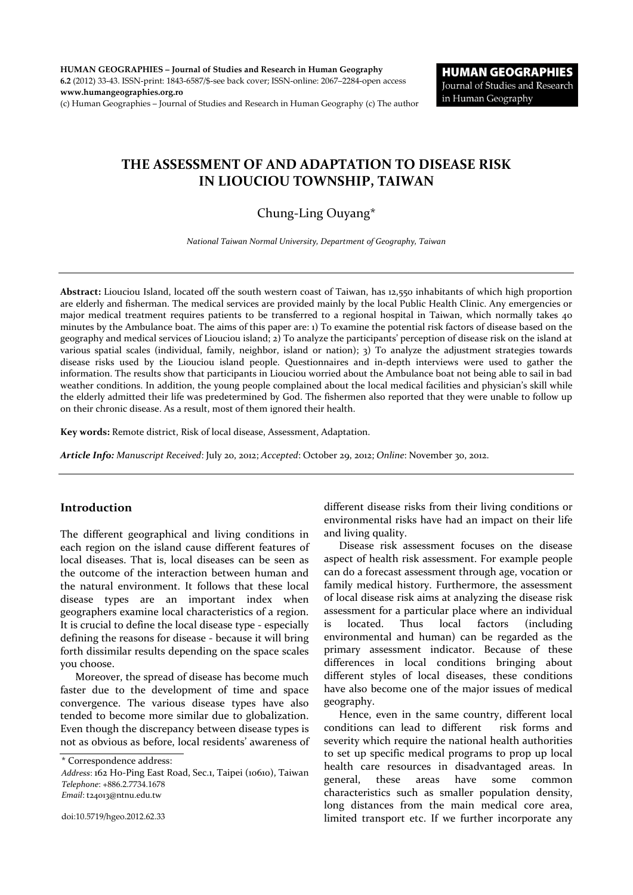# THE ASSESSMENT OF AND ADAPTATION TO DISEASE RISK IN LIOUCIOU TOWNSHIP, TAIWAN

Chung-Ling Ouyang*

*National Taiwan Normal University, Department of Geography, Taiwan*

---

**Abstract:** Liouciou Island, located off the south western coast of Taiwan, has 12,550 inhabitants of which high proportion are elderly and fisherman. The medical services are provided mainly by the local Public Health Clinic. Any emergencies or major medical treatment requires patients to be transferred to a regional hospital in Taiwan, which normally takes 40 minutes by the Ambulance boat. The aims of this paper are: 1) To examine the potential risk factors of disease based on the geography and medical services of Liouciou island; 2) To analyze the participants' perception of disease risk on the island at various spatial scales (individual, family, neighbor, island or nation); 3) To analyze the adjustment strategies towards disease risks used by the Liouciou island people. Questionnaires and in-depth interviews were used to gather the information. The results show that participants in Liouciou worried about the Ambulance boat not being able to sail in bad weather conditions. In addition, the young people complained about the local medical facilities and physician's skill while the elderly admitted their life was predetermined by God. The fishermen also reported that they were unable to follow up on their chronic disease. As a result, most of them ignored their health.

**Key words:** Remote district, Risk of local disease, Assessment, Adaptation.

***Article Info:*** *Manuscript Received*: July 20, 2012; *Accepted*: October 29, 2012; *Online*: November 30, 2012.

---

## Introduction

The different geographical and living conditions in each region on the island cause different features of local diseases. That is, local diseases can be seen as the outcome of the interaction between human and the natural environment. It follows that these local disease types are an important index when geographers examine local characteristics of a region. It is crucial to define the local disease type - especially defining the reasons for disease - because it will bring forth dissimilar results depending on the space scales you choose.

Moreover, the spread of disease has become much faster due to the development of time and space convergence. The various disease types have also tended to become more similar due to globalization. Even though the discrepancy between disease types is not as obvious as before, local residents' awareness of different disease risks from their living conditions or environmental risks have had an impact on their life and living quality.

Disease risk assessment focuses on the disease aspect of health risk assessment. For example people can do a forecast assessment through age, vocation or family medical history. Furthermore, the assessment of local disease risk aims at analyzing the disease risk assessment for a particular place where an individual is located. Thus local factors (including environmental and human) can be regarded as the primary assessment indicator. Because of these differences in local conditions bringing about different styles of local diseases, these conditions have also become one of the major issues of medical geography.

Hence, even in the same country, different local conditions can lead to different risk forms and severity which require the national health authorities to set up specific medical programs to prop up local health care resources in disadvantaged areas. In general, these areas have some common characteristics such as smaller population density, long distances from the main medical core area, limited transport etc. If we further incorporate any

---

\* Correspondence address:
*Address*: 162 Ho-Ping East Road, Sec.1, Taipei (10610), Taiwan
*Telephone*: +886.2.7734.1678
*Email*: t24013@ntnu.edu.tw

doi:10.5719/hgeo.2012.62.33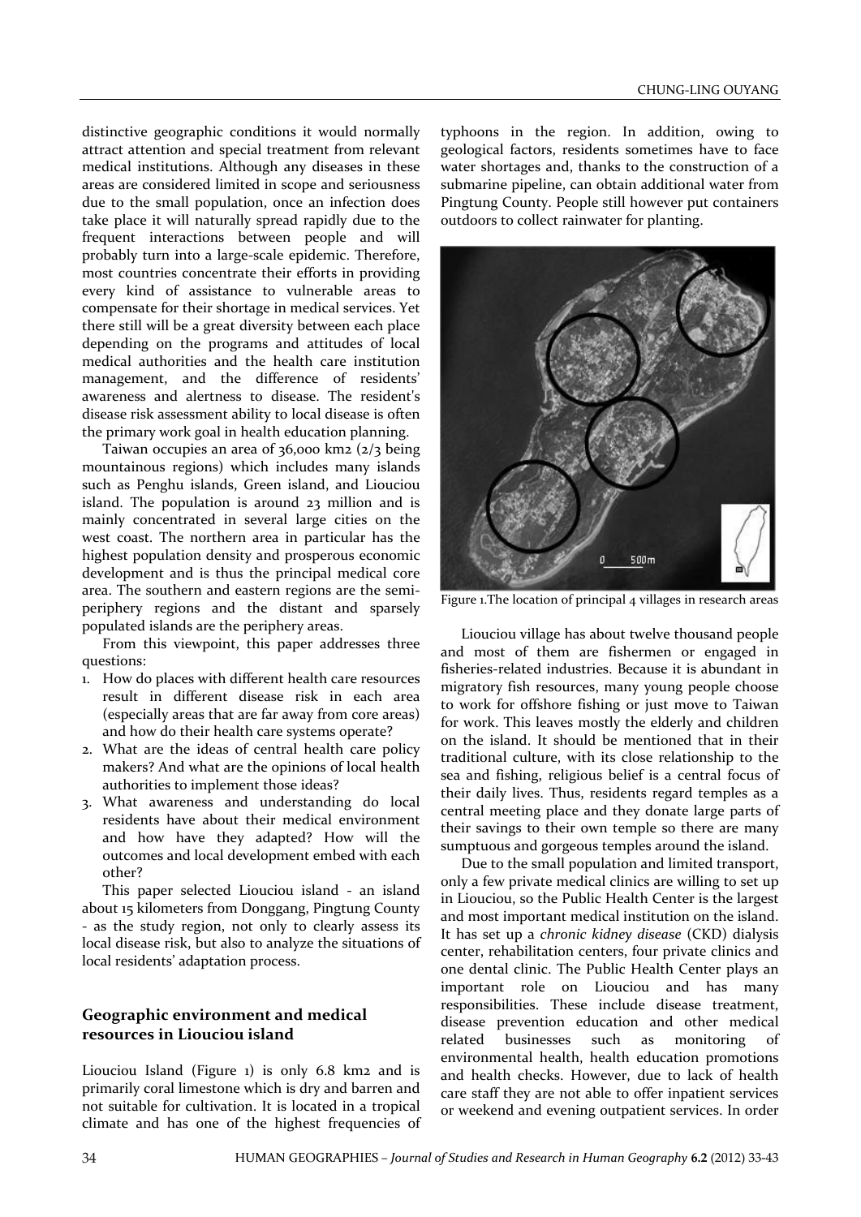distinctive geographic conditions it would normally attract attention and special treatment from relevant medical institutions. Although any diseases in these areas are considered limited in scope and seriousness due to the small population, once an infection does take place it will naturally spread rapidly due to the frequent interactions between people and will probably turn into a large-scale epidemic. Therefore, most countries concentrate their efforts in providing every kind of assistance to vulnerable areas to compensate for their shortage in medical services. Yet there still will be a great diversity between each place depending on the programs and attitudes of local medical authorities and the health care institution management, and the difference of residents' awareness and alertness to disease. The resident's disease risk assessment ability to local disease is often the primary work goal in health education planning.

Taiwan occupies an area of 36,000 km2 (2/3 being mountainous regions) which includes many islands such as Penghu islands, Green island, and Liouciou island. The population is around 23 million and is mainly concentrated in several large cities on the west coast. The northern area in particular has the highest population density and prosperous economic development and is thus the principal medical core area. The southern and eastern regions are the semi-periphery regions and the distant and sparsely populated islands are the periphery areas.

From this viewpoint, this paper addresses three questions:

1. How do places with different health care resources result in different disease risk in each area (especially areas that are far away from core areas) and how do their health care systems operate?
2. What are the ideas of central health care policy makers? And what are the opinions of local health authorities to implement those ideas?
3. What awareness and understanding do local residents have about their medical environment and how have they adapted? How will the outcomes and local development embed with each other?

This paper selected Liouciou island - an island about 15 kilometers from Donggang, Pingtung County - as the study region, not only to clearly assess its local disease risk, but also to analyze the situations of local residents' adaptation process.

## Geographic environment and medical resources in Liouciou island

Liouciou Island (Figure 1) is only 6.8 km2 and is primarily coral limestone which is dry and barren and not suitable for cultivation. It is located in a tropical climate and has one of the highest frequencies of typhoons in the region. In addition, owing to geological factors, residents sometimes have to face water shortages and, thanks to the construction of a submarine pipeline, can obtain additional water from Pingtung County. People still however put containers outdoors to collect rainwater for planting.

Figure 1.The location of principal 4 villages in research areas

Liouciou village has about twelve thousand people and most of them are fishermen or engaged in fisheries-related industries. Because it is abundant in migratory fish resources, many young people choose to work for offshore fishing or just move to Taiwan for work. This leaves mostly the elderly and children on the island. It should be mentioned that in their traditional culture, with its close relationship to the sea and fishing, religious belief is a central focus of their daily lives. Thus, residents regard temples as a central meeting place and they donate large parts of their savings to their own temple so there are many sumptuous and gorgeous temples around the island.

Due to the small population and limited transport, only a few private medical clinics are willing to set up in Liouciou, so the Public Health Center is the largest and most important medical institution on the island. It has set up a *chronic kidney disease* (CKD) dialysis center, rehabilitation centers, four private clinics and one dental clinic. The Public Health Center plays an important role on Liouciou and has many responsibilities. These include disease treatment, disease prevention education and other medical related businesses such as monitoring of environmental health, health education promotions and health checks. However, due to lack of health care staff they are not able to offer inpatient services or weekend and evening outpatient services. In order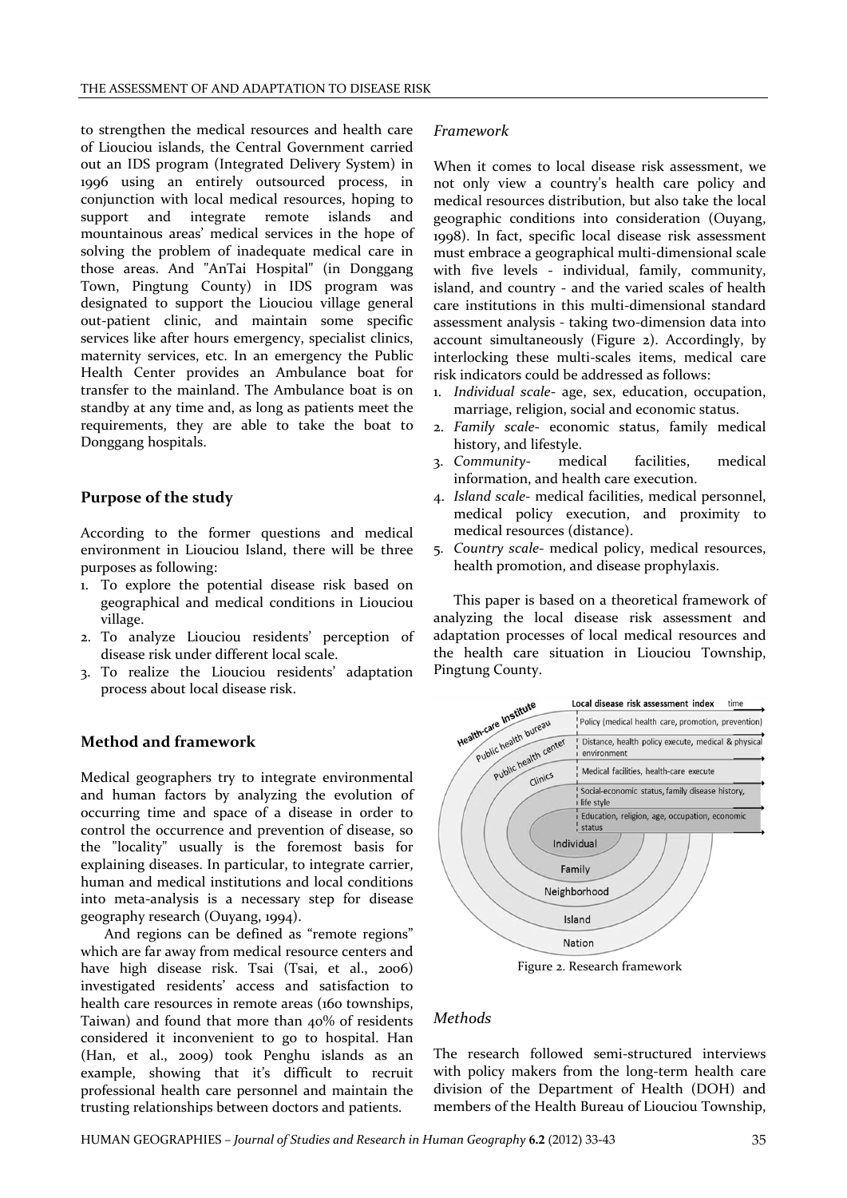to strengthen the medical resources and health care of Liouciou islands, the Central Government carried out an IDS program (Integrated Delivery System) in 1996 using an entirely outsourced process, in conjunction with local medical resources, hoping to support and integrate remote islands and mountainous areas' medical services in the hope of solving the problem of inadequate medical care in those areas. And "AnTai Hospital" (in Donggang Town, Pingtung County) in IDS program was designated to support the Liouciou village general out-patient clinic, and maintain some specific services like after hours emergency, specialist clinics, maternity services, etc. In an emergency the Public Health Center provides an Ambulance boat for transfer to the mainland. The Ambulance boat is on standby at any time and, as long as patients meet the requirements, they are able to take the boat to Donggang hospitals.

## Purpose of the study

According to the former questions and medical environment in Liouciou Island, there will be three purposes as following:

1. To explore the potential disease risk based on geographical and medical conditions in Liouciou village.
2. To analyze Liouciou residents' perception of disease risk under different local scale.
3. To realize the Liouciou residents' adaptation process about local disease risk.

## Method and framework

Medical geographers try to integrate environmental and human factors by analyzing the evolution of occurring time and space of a disease in order to control the occurrence and prevention of disease, so the "locality" usually is the foremost basis for explaining diseases. In particular, to integrate carrier, human and medical institutions and local conditions into meta-analysis is a necessary step for disease geography research (Ouyang, 1994).

And regions can be defined as "remote regions" which are far away from medical resource centers and have high disease risk. Tsai (Tsai, et al., 2006) investigated residents' access and satisfaction to health care resources in remote areas (160 townships, Taiwan) and found that more than 40% of residents considered it inconvenient to go to hospital. Han (Han, et al., 2009) took Penghu islands as an example, showing that it's difficult to recruit professional health care personnel and maintain the trusting relationships between doctors and patients.

### *Framework*

When it comes to local disease risk assessment, we not only view a country's health care policy and medical resources distribution, but also take the local geographic conditions into consideration (Ouyang, 1998). In fact, specific local disease risk assessment must embrace a geographical multi-dimensional scale with five levels - individual, family, community, island, and country - and the varied scales of health care institutions in this multi-dimensional standard assessment analysis - taking two-dimension data into account simultaneously (Figure 2). Accordingly, by interlocking these multi-scales items, medical care risk indicators could be addressed as follows:

1. *Individual scale*- age, sex, education, occupation, marriage, religion, social and economic status.
2. *Family scale*- economic status, family medical history, and lifestyle.
3. *Community*- medical facilities, medical information, and health care execution.
4. *Island scale*- medical facilities, medical personnel, medical policy execution, and proximity to medical resources (distance).
5. *Country scale*- medical policy, medical resources, health promotion, and disease prophylaxis.

This paper is based on a theoretical framework of analyzing the local disease risk assessment and adaptation processes of local medical resources and the health care situation in Liouciou Township, Pingtung County.

Figure 2. Research framework

### *Methods*

The research followed semi-structured interviews with policy makers from the long-term health care division of the Department of Health (DOH) and members of the Health Bureau of Liouciou Township,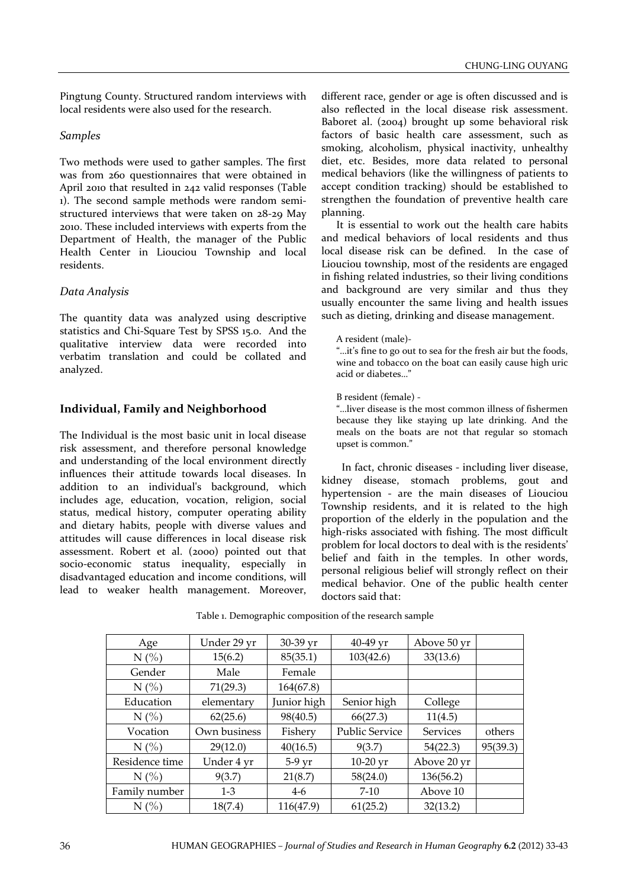Pingtung County. Structured random interviews with local residents were also used for the research.

### *Samples*

Two methods were used to gather samples. The first was from 260 questionnaires that were obtained in April 2010 that resulted in 242 valid responses (Table 1). The second sample methods were random semi-structured interviews that were taken on 28-29 May 2010. These included interviews with experts from the Department of Health, the manager of the Public Health Center in Liouciou Township and local residents.

### *Data Analysis*

The quantity data was analyzed using descriptive statistics and Chi-Square Test by SPSS 15.0. And the qualitative interview data were recorded into verbatim translation and could be collated and analyzed.

## Individual, Family and Neighborhood

The Individual is the most basic unit in local disease risk assessment, and therefore personal knowledge and understanding of the local environment directly influences their attitude towards local diseases. In addition to an individual's background, which includes age, education, vocation, religion, social status, medical history, computer operating ability and dietary habits, people with diverse values and attitudes will cause differences in local disease risk assessment. Robert et al. (2000) pointed out that socio-economic status inequality, especially in disadvantaged education and income conditions, will lead to weaker health management. Moreover, different race, gender or age is often discussed and is also reflected in the local disease risk assessment. Baboret al. (2004) brought up some behavioral risk factors of basic health care assessment, such as smoking, alcoholism, physical inactivity, unhealthy diet, etc. Besides, more data related to personal medical behaviors (like the willingness of patients to accept condition tracking) should be established to strengthen the foundation of preventive health care planning.

It is essential to work out the health care habits and medical behaviors of local residents and thus local disease risk can be defined. In the case of Liouciou township, most of the residents are engaged in fishing related industries, so their living conditions and background are very similar and thus they usually encounter the same living and health issues such as dieting, drinking and disease management.

> A resident (male)-
> "...it's fine to go out to sea for the fresh air but the foods, wine and tobacco on the boat can easily cause high uric acid or diabetes..."

> B resident (female) -
> "...liver disease is the most common illness of fishermen because they like staying up late drinking. And the meals on the boats are not that regular so stomach upset is common."

In fact, chronic diseases - including liver disease, kidney disease, stomach problems, gout and hypertension - are the main diseases of Liouciou Township residents, and it is related to the high proportion of the elderly in the population and the high-risks associated with fishing. The most difficult problem for local doctors to deal with is the residents' belief and faith in the temples. In other words, personal religious belief will strongly reflect on their medical behavior. One of the public health center doctors said that:

Table 1. Demographic composition of the research sample

| Age | Under 29 yr | 30-39 yr | 40-49 yr | Above 50 yr | |
|---|---|---|---|---|---|
| N (%) | 15(6.2) | 85(35.1) | 103(42.6) | 33(13.6) | |
| Gender | Male | Female | | | |
| N (%) | 71(29.3) | 164(67.8) | | | |
| Education | elementary | Junior high | Senior high | College | |
| N (%) | 62(25.6) | 98(40.5) | 66(27.3) | 11(4.5) | |
| Vocation | Own business | Fishery | Public Service | Services | others |
| N (%) | 29(12.0) | 40(16.5) | 9(3.7) | 54(22.3) | 95(39.3) |
| Residence time | Under 4 yr | 5-9 yr | 10-20 yr | Above 20 yr | |
| N (%) | 9(3.7) | 21(8.7) | 58(24.0) | 136(56.2) | |
| Family number | 1-3 | 4-6 | 7-10 | Above 10 | |
| N (%) | 18(7.4) | 116(47.9) | 61(25.2) | 32(13.2) | |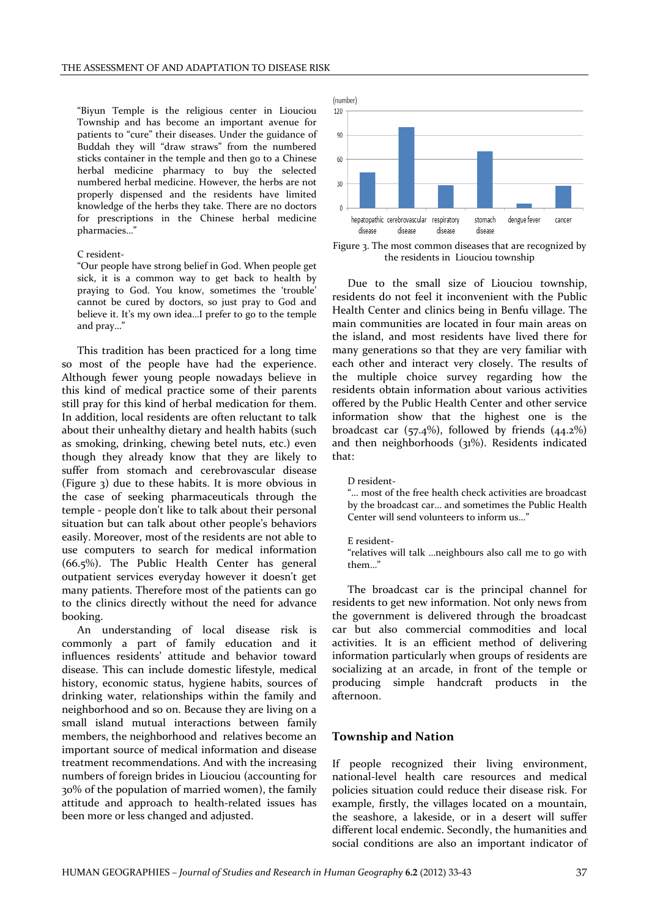"Biyun Temple is the religious center in Liouciou Township and has become an important avenue for patients to "cure" their diseases. Under the guidance of Buddah they will "draw straws" from the numbered sticks container in the temple and then go to a Chinese herbal medicine pharmacy to buy the selected numbered herbal medicine. However, the herbs are not properly dispensed and the residents have limited knowledge of the herbs they take. There are no doctors for prescriptions in the Chinese herbal medicine pharmacies…"

C resident-

"Our people have strong belief in God. When people get sick, it is a common way to get back to health by praying to God. You know, sometimes the 'trouble' cannot be cured by doctors, so just pray to God and believe it. It's my own idea…I prefer to go to the temple and pray…"

This tradition has been practiced for a long time so most of the people have had the experience. Although fewer young people nowadays believe in this kind of medical practice some of their parents still pray for this kind of herbal medication for them. In addition, local residents are often reluctant to talk about their unhealthy dietary and health habits (such as smoking, drinking, chewing betel nuts, etc.) even though they already know that they are likely to suffer from stomach and cerebrovascular disease (Figure 3) due to these habits. It is more obvious in the case of seeking pharmaceuticals through the temple - people don't like to talk about their personal situation but can talk about other people's behaviors easily. Moreover, most of the residents are not able to use computers to search for medical information (66.5%). The Public Health Center has general outpatient services everyday however it doesn't get many patients. Therefore most of the patients can go to the clinics directly without the need for advance booking.

An understanding of local disease risk is commonly a part of family education and it influences residents' attitude and behavior toward disease. This can include domestic lifestyle, medical history, economic status, hygiene habits, sources of drinking water, relationships within the family and neighborhood and so on. Because they are living on a small island mutual interactions between family members, the neighborhood and relatives become an important source of medical information and disease treatment recommendations. And with the increasing numbers of foreign brides in Liouciou (accounting for 30% of the population of married women), the family attitude and approach to health-related issues has been more or less changed and adjusted.

Figure 3. The most common diseases that are recognized by the residents in Liouciou township

Due to the small size of Liouciou township, residents do not feel it inconvenient with the Public Health Center and clinics being in Benfu village. The main communities are located in four main areas on the island, and most residents have lived there for many generations so that they are very familiar with each other and interact very closely. The results of the multiple choice survey regarding how the residents obtain information about various activities offered by the Public Health Center and other service information show that the highest one is the broadcast car (57.4%), followed by friends (44.2%) and then neighborhoods (31%). Residents indicated that:

D resident-

"… most of the free health check activities are broadcast by the broadcast car… and sometimes the Public Health Center will send volunteers to inform us…"

E resident-

"relatives will talk …neighbours also call me to go with them…"

The broadcast car is the principal channel for residents to get new information. Not only news from the government is delivered through the broadcast car but also commercial commodities and local activities. It is an efficient method of delivering information particularly when groups of residents are socializing at an arcade, in front of the temple or producing simple handcraft products in the afternoon.

## Township and Nation

If people recognized their living environment, national-level health care resources and medical policies situation could reduce their disease risk. For example, firstly, the villages located on a mountain, the seashore, a lakeside, or in a desert will suffer different local endemic. Secondly, the humanities and social conditions are also an important indicator of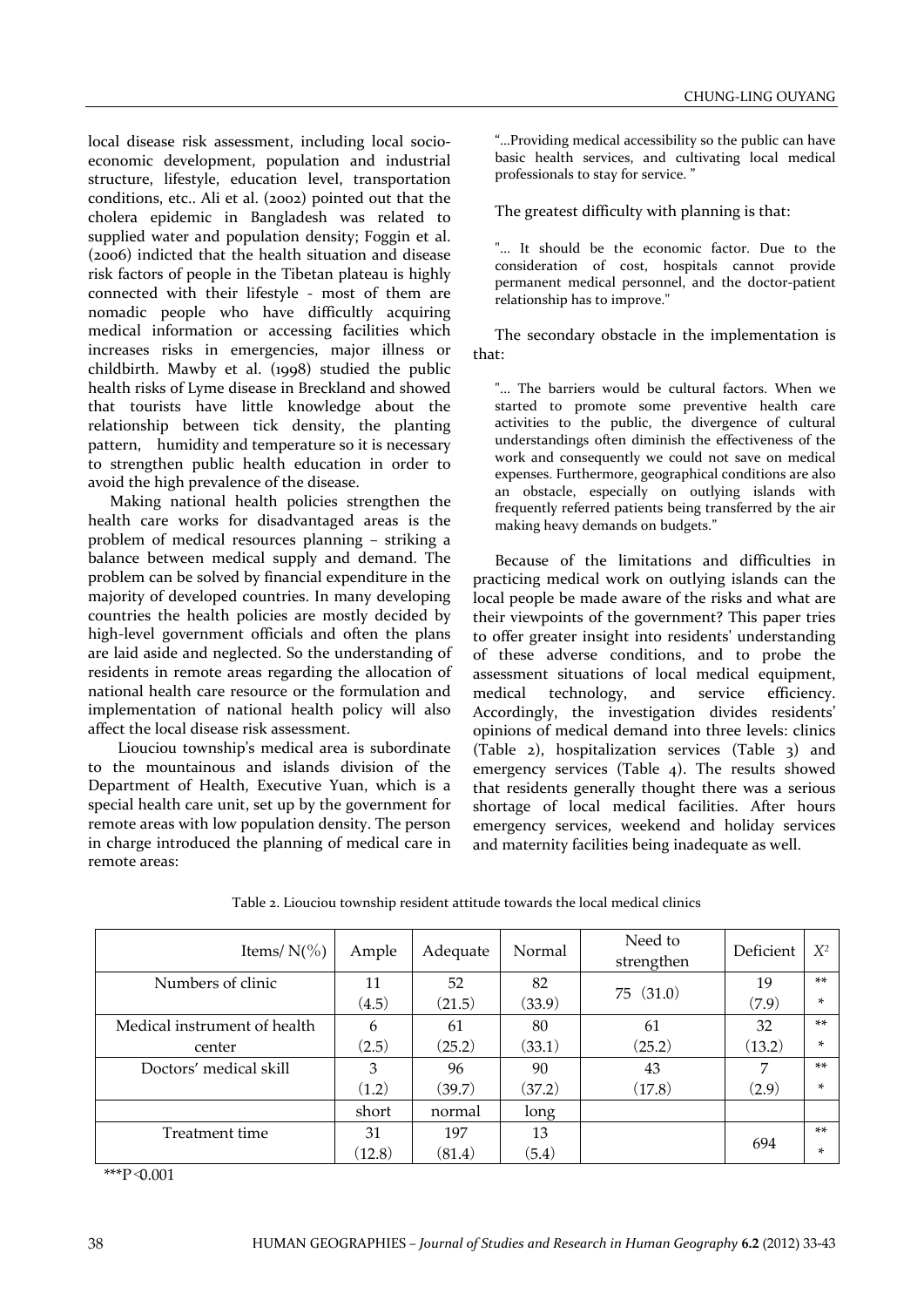local disease risk assessment, including local socio-economic development, population and industrial structure, lifestyle, education level, transportation conditions, etc.. Ali et al. (2002) pointed out that the cholera epidemic in Bangladesh was related to supplied water and population density; Foggin et al. (2006) indicted that the health situation and disease risk factors of people in the Tibetan plateau is highly connected with their lifestyle - most of them are nomadic people who have difficultly acquiring medical information or accessing facilities which increases risks in emergencies, major illness or childbirth. Mawby et al. (1998) studied the public health risks of Lyme disease in Breckland and showed that tourists have little knowledge about the relationship between tick density, the planting pattern, humidity and temperature so it is necessary to strengthen public health education in order to avoid the high prevalence of the disease.

Making national health policies strengthen the health care works for disadvantaged areas is the problem of medical resources planning – striking a balance between medical supply and demand. The problem can be solved by financial expenditure in the majority of developed countries. In many developing countries the health policies are mostly decided by high-level government officials and often the plans are laid aside and neglected. So the understanding of residents in remote areas regarding the allocation of national health care resource or the formulation and implementation of national health policy will also affect the local disease risk assessment.

Liouciou township's medical area is subordinate to the mountainous and islands division of the Department of Health, Executive Yuan, which is a special health care unit, set up by the government for remote areas with low population density. The person in charge introduced the planning of medical care in remote areas:

> "...Providing medical accessibility so the public can have basic health services, and cultivating local medical professionals to stay for service. "

The greatest difficulty with planning is that:

> "... It should be the economic factor. Due to the consideration of cost, hospitals cannot provide permanent medical personnel, and the doctor-patient relationship has to improve."

The secondary obstacle in the implementation is that:

> "... The barriers would be cultural factors. When we started to promote some preventive health care activities to the public, the divergence of cultural understandings often diminish the effectiveness of the work and consequently we could not save on medical expenses. Furthermore, geographical conditions are also an obstacle, especially on outlying islands with frequently referred patients being transferred by the air making heavy demands on budgets."

Because of the limitations and difficulties in practicing medical work on outlying islands can the local people be made aware of the risks and what are their viewpoints of the government? This paper tries to offer greater insight into residents' understanding of these adverse conditions, and to probe the assessment situations of local medical equipment, medical technology, and service efficiency. Accordingly, the investigation divides residents' opinions of medical demand into three levels: clinics (Table 2), hospitalization services (Table 3) and emergency services (Table 4). The results showed that residents generally thought there was a serious shortage of local medical facilities. After hours emergency services, weekend and holiday services and maternity facilities being inadequate as well.

Table 2. Liouciou township resident attitude towards the local medical clinics

| Items/ N(%) | Ample | Adequate | Normal | Need to strengthen | Deficient | $X^2$ |
|---|---|---|---|---|---|---|
| Numbers of clinic | 11 (4.5) | 52 (21.5) | 82 (33.9) | 75 (31.0) | 19 (7.9) | *** |
| Medical instrument of health center | 6 (2.5) | 61 (25.2) | 80 (33.1) | 61 (25.2) | 32 (13.2) | *** |
| Doctors' medical skill | 3 (1.2) | 96 (39.7) | 90 (37.2) | 43 (17.8) | 7 (2.9) | *** |
| | short | normal | long | | | |
| Treatment time | 31 (12.8) | 197 (81.4) | 13 (5.4) | | 694 | *** |

***P<0.001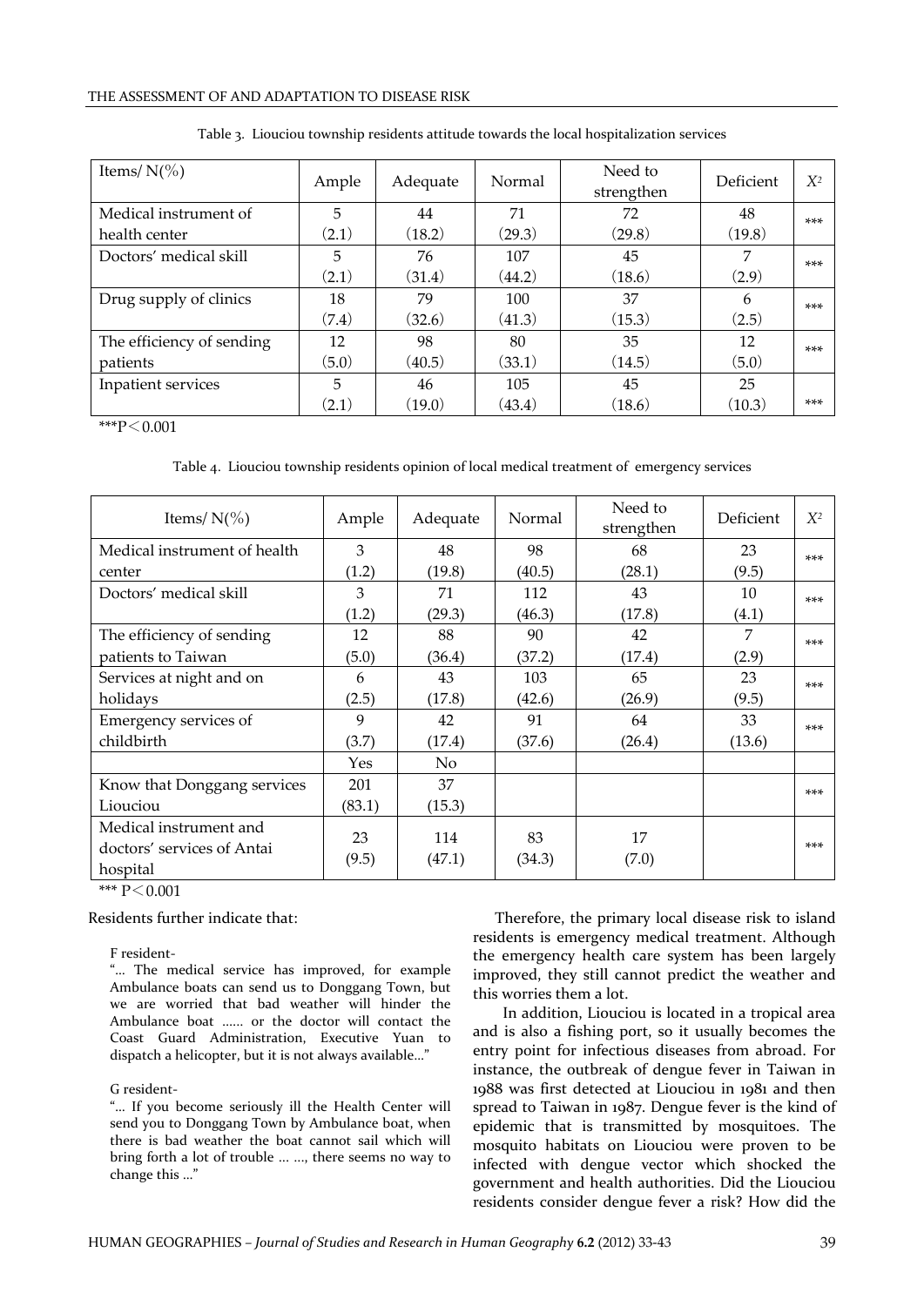Table 3. Liouciou township residents attitude towards the local hospitalization services

| Items/ N(%) | Ample | Adequate | Normal | Need to strengthen | Deficient | $X^2$ |
|---|---|---|---|---|---|---|
| Medical instrument of health center | 5 (2.1) | 44 (18.2) | 71 (29.3) | 72 (29.8) | 48 (19.8) | *** |
| Doctors' medical skill | 5 (2.1) | 76 (31.4) | 107 (44.2) | 45 (18.6) | 7 (2.9) | *** |
| Drug supply of clinics | 18 (7.4) | 79 (32.6) | 100 (41.3) | 37 (15.3) | 6 (2.5) | *** |
| The efficiency of sending patients | 12 (5.0) | 98 (40.5) | 80 (33.1) | 35 (14.5) | 12 (5.0) | *** |
| Inpatient services | 5 (2.1) | 46 (19.0) | 105 (43.4) | 45 (18.6) | 25 (10.3) | *** |

***P＜0.001

Table 4. Liouciou township residents opinion of local medical treatment of emergency services

| Items/ N(%) | Ample | Adequate | Normal | Need to strengthen | Deficient | $X^2$ |
|---|---|---|---|---|---|---|
| Medical instrument of health center | 3 (1.2) | 48 (19.8) | 98 (40.5) | 68 (28.1) | 23 (9.5) | *** |
| Doctors' medical skill | 3 (1.2) | 71 (29.3) | 112 (46.3) | 43 (17.8) | 10 (4.1) | *** |
| The efficiency of sending patients to Taiwan | 12 (5.0) | 88 (36.4) | 90 (37.2) | 42 (17.4) | 7 (2.9) | *** |
| Services at night and on holidays | 6 (2.5) | 43 (17.8) | 103 (42.6) | 65 (26.9) | 23 (9.5) | *** |
| Emergency services of childbirth | 9 (3.7) | 42 (17.4) | 91 (37.6) | 64 (26.4) | 33 (13.6) | *** |
| | Yes | No | | | | |
| Know that Donggang services Liouciou | 201 (83.1) | 37 (15.3) | | | | *** |
| Medical instrument and doctors' services of Antai hospital | 23 (9.5) | 114 (47.1) | 83 (34.3) | 17 (7.0) | | *** |

*** P＜0.001

Residents further indicate that:

F resident-

"… The medical service has improved, for example Ambulance boats can send us to Donggang Town, but we are worried that bad weather will hinder the Ambulance boat …… or the doctor will contact the Coast Guard Administration, Executive Yuan to dispatch a helicopter, but it is not always available…"

G resident-

"… If you become seriously ill the Health Center will send you to Donggang Town by Ambulance boat, when there is bad weather the boat cannot sail which will bring forth a lot of trouble … …, there seems no way to change this …"

Therefore, the primary local disease risk to island residents is emergency medical treatment. Although the emergency health care system has been largely improved, they still cannot predict the weather and this worries them a lot.

In addition, Liouciou is located in a tropical area and is also a fishing port, so it usually becomes the entry point for infectious diseases from abroad. For instance, the outbreak of dengue fever in Taiwan in 1988 was first detected at Liouciou in 1981 and then spread to Taiwan in 1987. Dengue fever is the kind of epidemic that is transmitted by mosquitoes. The mosquito habitats on Liouciou were proven to be infected with dengue vector which shocked the government and health authorities. Did the Liouciou residents consider dengue fever a risk? How did the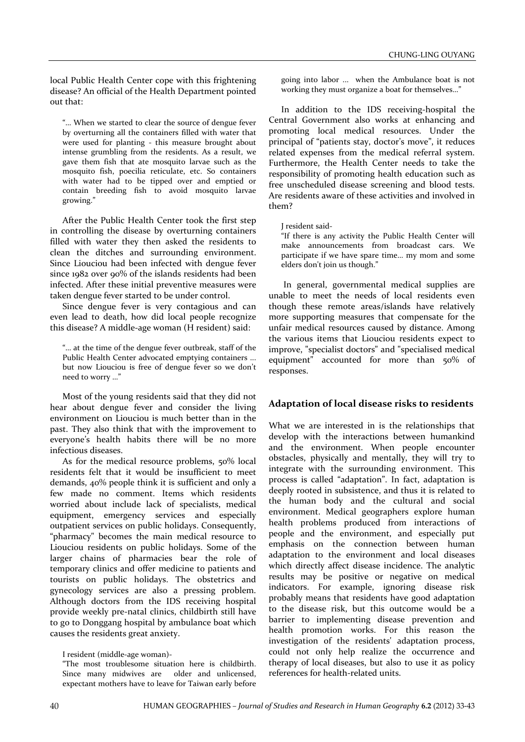local Public Health Center cope with this frightening disease? An official of the Health Department pointed out that:

> "... When we started to clear the source of dengue fever by overturning all the containers filled with water that were used for planting - this measure brought about intense grumbling from the residents. As a result, we gave them fish that ate mosquito larvae such as the mosquito fish, poecilia reticulate, etc. So containers with water had to be tipped over and emptied or contain breeding fish to avoid mosquito larvae growing."

After the Public Health Center took the first step in controlling the disease by overturning containers filled with water they then asked the residents to clean the ditches and surrounding environment. Since Liouciou had been infected with dengue fever since 1982 over 90% of the islands residents had been infected. After these initial preventive measures were taken dengue fever started to be under control.

Since dengue fever is very contagious and can even lead to death, how did local people recognize this disease? A middle-age woman (H resident) said:

> "... at the time of the dengue fever outbreak, staff of the Public Health Center advocated emptying containers ... but now Liouciou is free of dengue fever so we don't need to worry ..."

Most of the young residents said that they did not hear about dengue fever and consider the living environment on Liouciou is much better than in the past. They also think that with the improvement to everyone's health habits there will be no more infectious diseases.

As for the medical resource problems, 50% local residents felt that it would be insufficient to meet demands, 40% people think it is sufficient and only a few made no comment. Items which residents worried about include lack of specialists, medical equipment, emergency services and especially outpatient services on public holidays. Consequently, "pharmacy" becomes the main medical resource to Liouciou residents on public holidays. Some of the larger chains of pharmacies bear the role of temporary clinics and offer medicine to patients and tourists on public holidays. The obstetrics and gynecology services are also a pressing problem. Although doctors from the IDS receiving hospital provide weekly pre-natal clinics, childbirth still have to go to Donggang hospital by ambulance boat which causes the residents great anxiety.

> I resident (middle-age woman)-
>
> "The most troublesome situation here is childbirth. Since many midwives are older and unlicensed, expectant mothers have to leave for Taiwan early before going into labor ... when the Ambulance boat is not working they must organize a boat for themselves..."

In addition to the IDS receiving-hospital the Central Government also works at enhancing and promoting local medical resources. Under the principal of "patients stay, doctor's move", it reduces related expenses from the medical referral system. Furthermore, the Health Center needs to take the responsibility of promoting health education such as free unscheduled disease screening and blood tests. Are residents aware of these activities and involved in them?

> J resident said-
>
> "If there is any activity the Public Health Center will make announcements from broadcast cars. We participate if we have spare time... my mom and some elders don't join us though."

In general, governmental medical supplies are unable to meet the needs of local residents even though these remote areas/islands have relatively more supporting measures that compensate for the unfair medical resources caused by distance. Among the various items that Liouciou residents expect to improve, "specialist doctors" and "specialised medical equipment" accounted for more than 50% of responses.

## Adaptation of local disease risks to residents

What we are interested in is the relationships that develop with the interactions between humankind and the environment. When people encounter obstacles, physically and mentally, they will try to integrate with the surrounding environment. This process is called "adaptation". In fact, adaptation is deeply rooted in subsistence, and thus it is related to the human body and the cultural and social environment. Medical geographers explore human health problems produced from interactions of people and the environment, and especially put emphasis on the connection between human adaptation to the environment and local diseases which directly affect disease incidence. The analytic results may be positive or negative on medical indicators. For example, ignoring disease risk probably means that residents have good adaptation to the disease risk, but this outcome would be a barrier to implementing disease prevention and health promotion works. For this reason the investigation of the residents' adaptation process, could not only help realize the occurrence and therapy of local diseases, but also to use it as policy references for health-related units.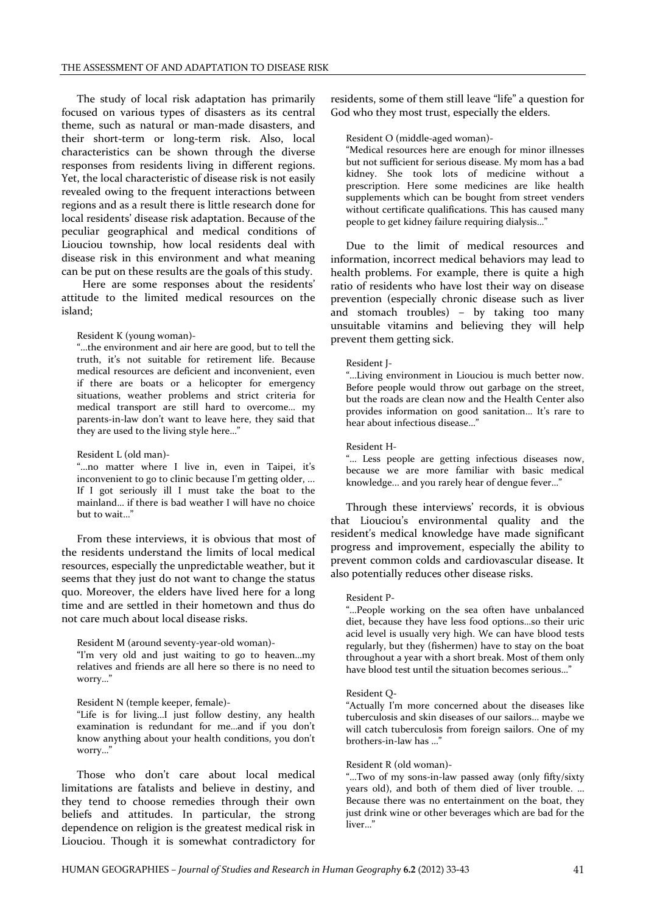The study of local risk adaptation has primarily focused on various types of disasters as its central theme, such as natural or man-made disasters, and their short-term or long-term risk. Also, local characteristics can be shown through the diverse responses from residents living in different regions. Yet, the local characteristic of disease risk is not easily revealed owing to the frequent interactions between regions and as a result there is little research done for local residents' disease risk adaptation. Because of the peculiar geographical and medical conditions of Liouciou township, how local residents deal with disease risk in this environment and what meaning can be put on these results are the goals of this study.

Here are some responses about the residents' attitude to the limited medical resources on the island;

Resident K (young woman)-

"...the environment and air here are good, but to tell the truth, it's not suitable for retirement life. Because medical resources are deficient and inconvenient, even if there are boats or a helicopter for emergency situations, weather problems and strict criteria for medical transport are still hard to overcome... my parents-in-law don't want to leave here, they said that they are used to the living style here..."

Resident L (old man)-

"...no matter where I live in, even in Taipei, it's inconvenient to go to clinic because I'm getting older, ... If I got seriously ill I must take the boat to the mainland... if there is bad weather I will have no choice but to wait..."

From these interviews, it is obvious that most of the residents understand the limits of local medical resources, especially the unpredictable weather, but it seems that they just do not want to change the status quo. Moreover, the elders have lived here for a long time and are settled in their hometown and thus do not care much about local disease risks.

Resident M (around seventy-year-old woman)-

"I'm very old and just waiting to go to heaven...my relatives and friends are all here so there is no need to worry..."

Resident N (temple keeper, female)-

"Life is for living...I just follow destiny, any health examination is redundant for me...and if you don't know anything about your health conditions, you don't worry..."

Those who don't care about local medical limitations are fatalists and believe in destiny, and they tend to choose remedies through their own beliefs and attitudes. In particular, the strong dependence on religion is the greatest medical risk in Liouciou. Though it is somewhat contradictory for residents, some of them still leave "life" a question for God who they most trust, especially the elders.

Resident O (middle-aged woman)-

"Medical resources here are enough for minor illnesses but not sufficient for serious disease. My mom has a bad kidney. She took lots of medicine without a prescription. Here some medicines are like health supplements which can be bought from street venders without certificate qualifications. This has caused many people to get kidney failure requiring dialysis..."

Due to the limit of medical resources and information, incorrect medical behaviors may lead to health problems. For example, there is quite a high ratio of residents who have lost their way on disease prevention (especially chronic disease such as liver and stomach troubles) – by taking too many unsuitable vitamins and believing they will help prevent them getting sick.

Resident J-

"...Living environment in Liouciou is much better now. Before people would throw out garbage on the street, but the roads are clean now and the Health Center also provides information on good sanitation... It's rare to hear about infectious disease..."

Resident H-

"... Less people are getting infectious diseases now, because we are more familiar with basic medical knowledge... and you rarely hear of dengue fever..."

Through these interviews' records, it is obvious that Liouciou's environmental quality and the resident's medical knowledge have made significant progress and improvement, especially the ability to prevent common colds and cardiovascular disease. It also potentially reduces other disease risks.

Resident P-

"...People working on the sea often have unbalanced diet, because they have less food options...so their uric acid level is usually very high. We can have blood tests regularly, but they (fishermen) have to stay on the boat throughout a year with a short break. Most of them only have blood test until the situation becomes serious..."

Resident Q-

"Actually I'm more concerned about the diseases like tuberculosis and skin diseases of our sailors... maybe we will catch tuberculosis from foreign sailors. One of my brothers-in-law has ..."

Resident R (old woman)-

"...Two of my sons-in-law passed away (only fifty/sixty years old), and both of them died of liver trouble. ... Because there was no entertainment on the boat, they just drink wine or other beverages which are bad for the liver..."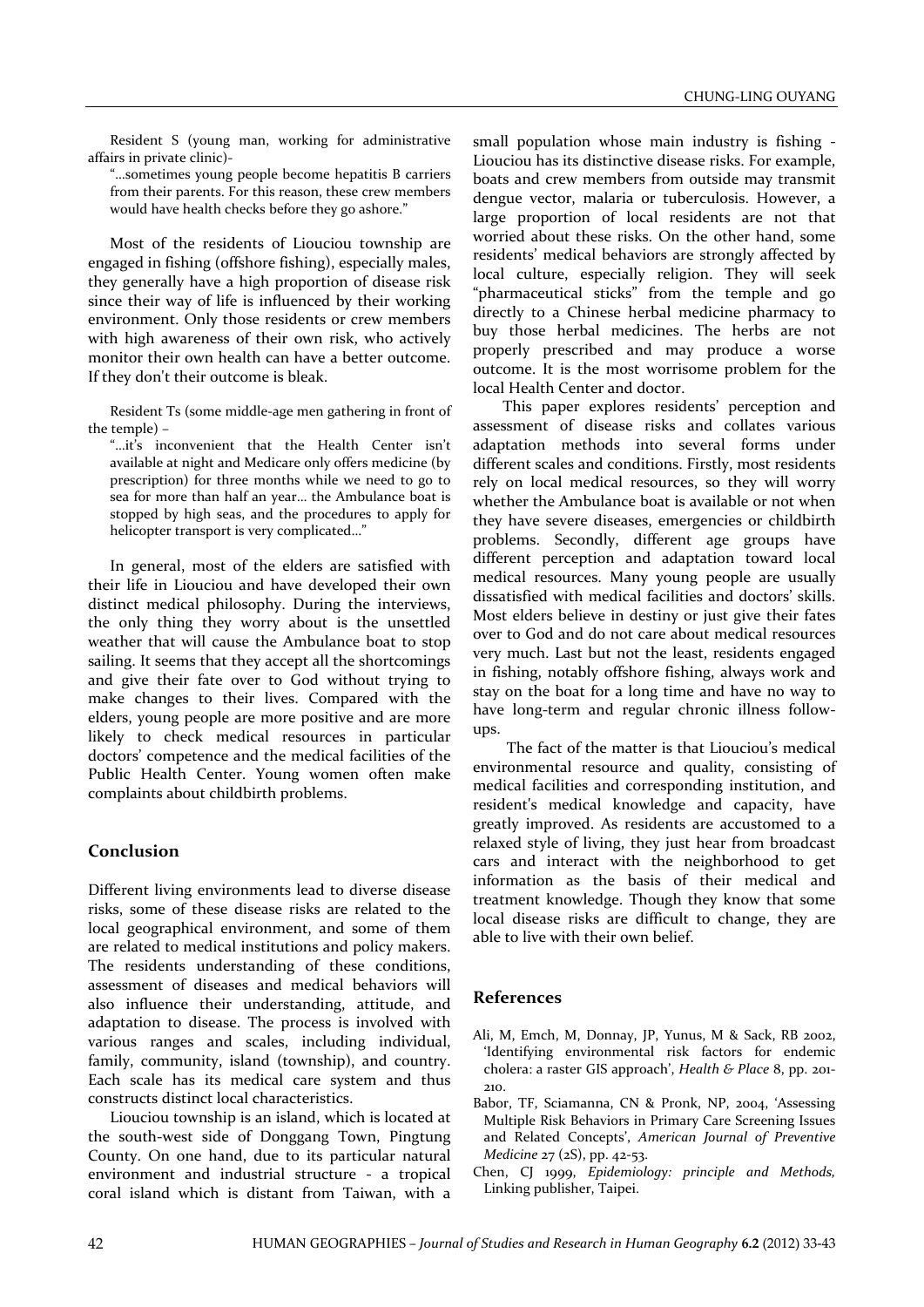Resident S (young man, working for administrative affairs in private clinic)-

"...sometimes young people become hepatitis B carriers from their parents. For this reason, these crew members would have health checks before they go ashore."

Most of the residents of Liouciou township are engaged in fishing (offshore fishing), especially males, they generally have a high proportion of disease risk since their way of life is influenced by their working environment. Only those residents or crew members with high awareness of their own risk, who actively monitor their own health can have a better outcome. If they don't their outcome is bleak.

Resident Ts (some middle-age men gathering in front of the temple) –

"...it's inconvenient that the Health Center isn't available at night and Medicare only offers medicine (by prescription) for three months while we need to go to sea for more than half an year... the Ambulance boat is stopped by high seas, and the procedures to apply for helicopter transport is very complicated..."

In general, most of the elders are satisfied with their life in Liouciou and have developed their own distinct medical philosophy. During the interviews, the only thing they worry about is the unsettled weather that will cause the Ambulance boat to stop sailing. It seems that they accept all the shortcomings and give their fate over to God without trying to make changes to their lives. Compared with the elders, young people are more positive and are more likely to check medical resources in particular doctors' competence and the medical facilities of the Public Health Center. Young women often make complaints about childbirth problems.

## Conclusion

Different living environments lead to diverse disease risks, some of these disease risks are related to the local geographical environment, and some of them are related to medical institutions and policy makers. The residents understanding of these conditions, assessment of diseases and medical behaviors will also influence their understanding, attitude, and adaptation to disease. The process is involved with various ranges and scales, including individual, family, community, island (township), and country. Each scale has its medical care system and thus constructs distinct local characteristics.

Liouciou township is an island, which is located at the south-west side of Donggang Town, Pingtung County. On one hand, due to its particular natural environment and industrial structure - a tropical coral island which is distant from Taiwan, with a small population whose main industry is fishing - Liouciou has its distinctive disease risks. For example, boats and crew members from outside may transmit dengue vector, malaria or tuberculosis. However, a large proportion of local residents are not that worried about these risks. On the other hand, some residents' medical behaviors are strongly affected by local culture, especially religion. They will seek "pharmaceutical sticks" from the temple and go directly to a Chinese herbal medicine pharmacy to buy those herbal medicines. The herbs are not properly prescribed and may produce a worse outcome. It is the most worrisome problem for the local Health Center and doctor.

This paper explores residents' perception and assessment of disease risks and collates various adaptation methods into several forms under different scales and conditions. Firstly, most residents rely on local medical resources, so they will worry whether the Ambulance boat is available or not when they have severe diseases, emergencies or childbirth problems. Secondly, different age groups have different perception and adaptation toward local medical resources. Many young people are usually dissatisfied with medical facilities and doctors' skills. Most elders believe in destiny or just give their fates over to God and do not care about medical resources very much. Last but not the least, residents engaged in fishing, notably offshore fishing, always work and stay on the boat for a long time and have no way to have long-term and regular chronic illness follow-ups.

The fact of the matter is that Liouciou's medical environmental resource and quality, consisting of medical facilities and corresponding institution, and resident's medical knowledge and capacity, have greatly improved. As residents are accustomed to a relaxed style of living, they just hear from broadcast cars and interact with the neighborhood to get information as the basis of their medical and treatment knowledge. Though they know that some local disease risks are difficult to change, they are able to live with their own belief.

## References

Ali, M, Emch, M, Donnay, JP, Yunus, M & Sack, RB 2002, 'Identifying environmental risk factors for endemic cholera: a raster GIS approach', *Health & Place* 8, pp. 201-210.

Babor, TF, Sciamanna, CN & Pronk, NP, 2004, 'Assessing Multiple Risk Behaviors in Primary Care Screening Issues and Related Concepts', *American Journal of Preventive Medicine* 27 (2S), pp. 42-53.

Chen, CJ 1999, *Epidemiology: principle and Methods,* Linking publisher, Taipei.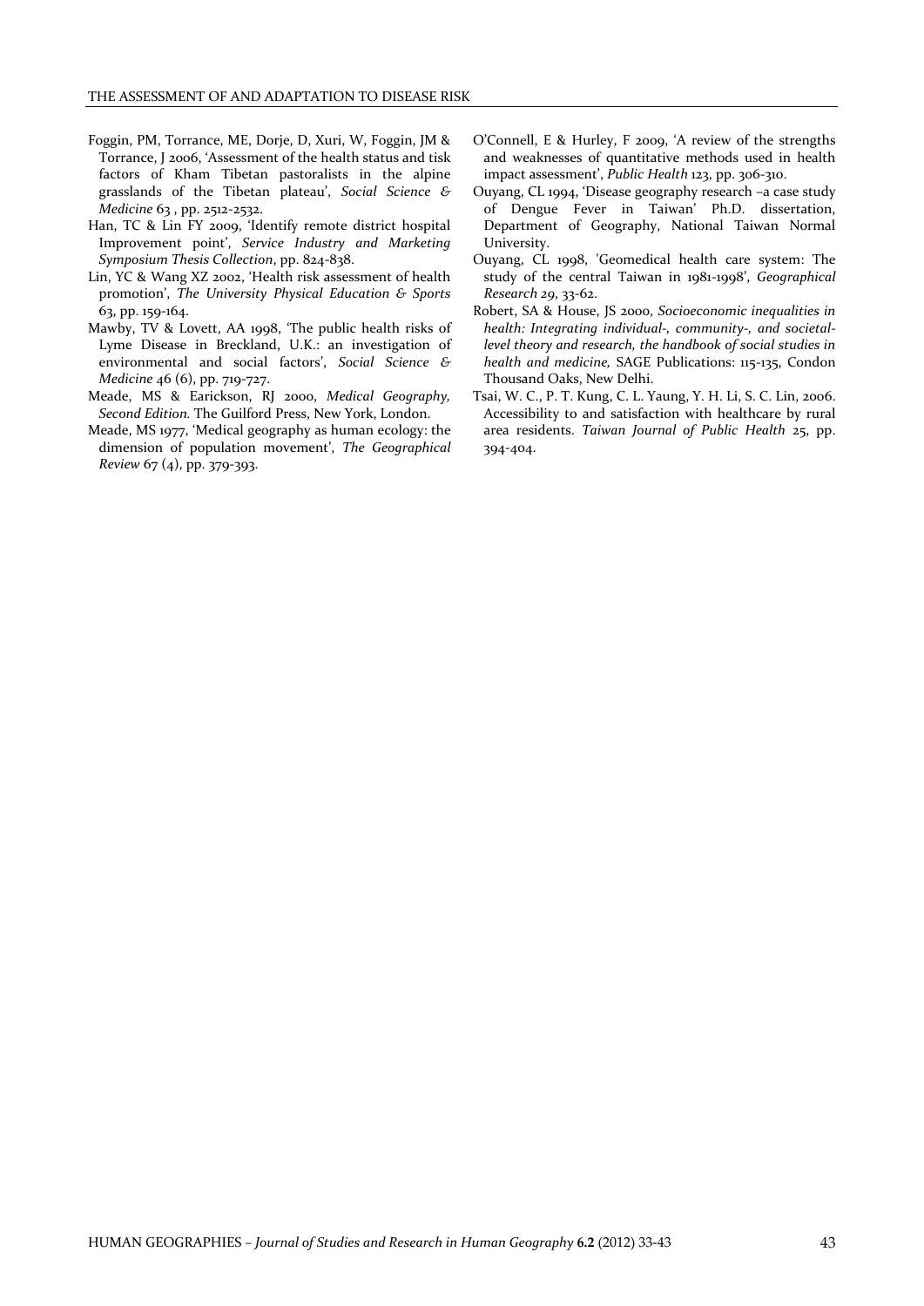Foggin, PM, Torrance, ME, Dorje, D, Xuri, W, Foggin, JM & Torrance, J 2006, 'Assessment of the health status and tisk factors of Kham Tibetan pastoralists in the alpine grasslands of the Tibetan plateau', *Social Science & Medicine* 63 , pp. 2512-2532.

Han, TC & Lin FY 2009, 'Identify remote district hospital Improvement point', *Service Industry and Marketing Symposium Thesis Collection*, pp. 824-838.

Lin, YC & Wang XZ 2002, 'Health risk assessment of health promotion', *The University Physical Education & Sports* 63, pp. 159-164.

Mawby, TV & Lovett, AA 1998, 'The public health risks of Lyme Disease in Breckland, U.K.: an investigation of environmental and social factors', *Social Science & Medicine* 46 (6), pp. 719-727.

Meade, MS & Earickson, RJ 2000, *Medical Geography, Second Edition.* The Guilford Press, New York, London.

Meade, MS 1977, 'Medical geography as human ecology: the dimension of population movement', *The Geographical Review* 67 (4), pp. 379-393.

O'Connell, E & Hurley, F 2009, 'A review of the strengths and weaknesses of quantitative methods used in health impact assessment', *Public Health* 123, pp. 306-310.

Ouyang, CL 1994, 'Disease geography research –a case study of Dengue Fever in Taiwan' Ph.D. dissertation, Department of Geography, National Taiwan Normal University.

Ouyang, CL 1998, 'Geomedical health care system: The study of the central Taiwan in 1981-1998', *Geographical Research 29*, 33-62.

Robert, SA & House, JS 2000, *Socioeconomic inequalities in health: Integrating individual-, community-, and societal-level theory and research, the handbook of social studies in health and medicine,* SAGE Publications: 115-135, Condon Thousand Oaks, New Delhi.

Tsai, W. C., P. T. Kung, C. L. Yaung, Y. H. Li, S. C. Lin, 2006. Accessibility to and satisfaction with healthcare by rural area residents. *Taiwan Journal of Public Health* 25, pp. 394-404.